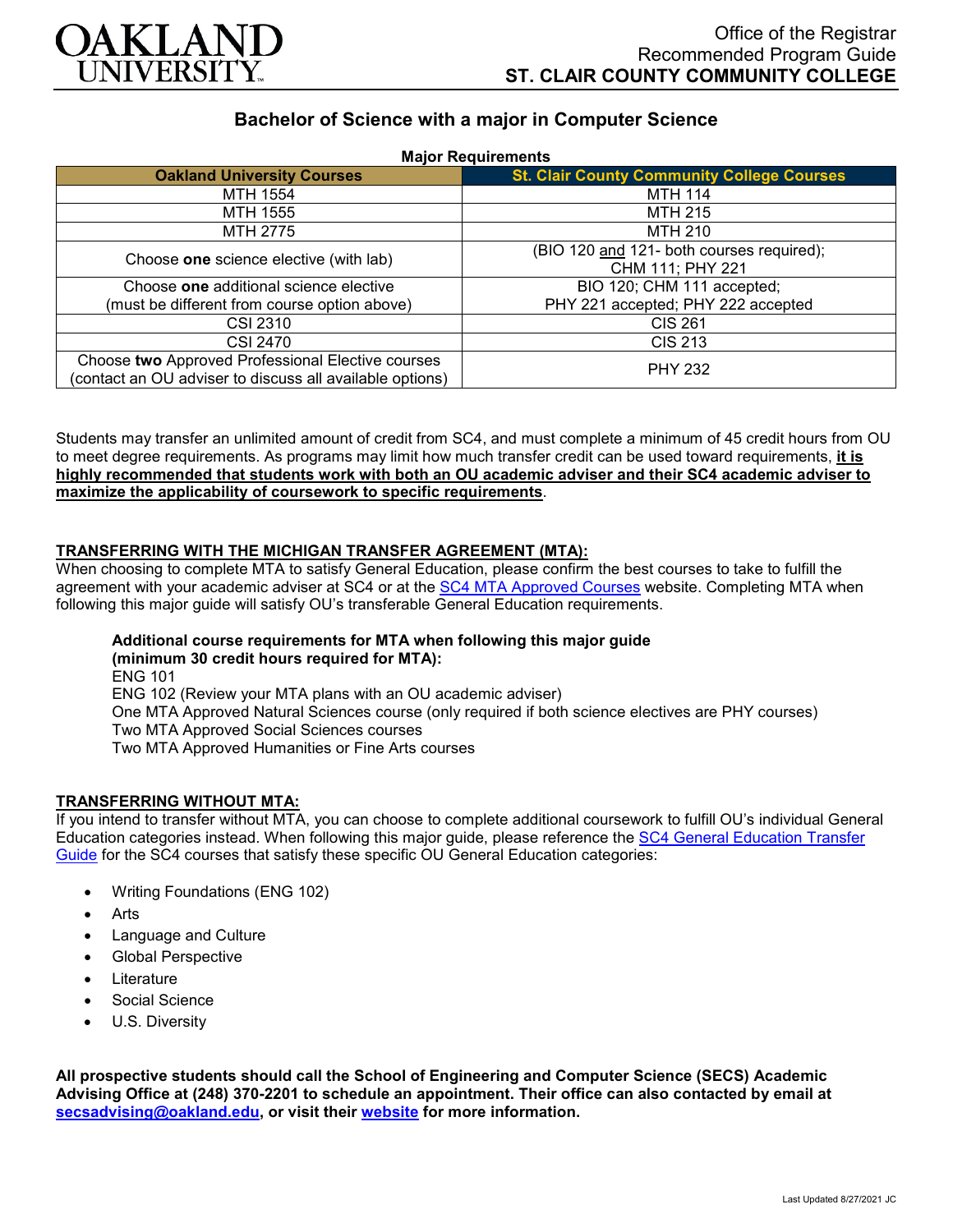OAKLAND UNIVERSITY

Office of the Registrar
Recommended Program Guide
**ST. CLAIR COUNTY COMMUNITY COLLEGE**

## Bachelor of Science with a major in Computer Science

**Major Requirements**

| Oakland University Courses | St. Clair County Community College Courses |
|---|---|
| MTH 1554 | MTH 114 |
| MTH 1555 | MTH 215 |
| MTH 2775 | MTH 210 |
| Choose **one** science elective (with lab) | (BIO 120 and 121- both courses required); CHM 111; PHY 221 |
| Choose **one** additional science elective (must be different from course option above) | BIO 120; CHM 111 accepted; PHY 221 accepted; PHY 222 accepted |
| CSI 2310 | CIS 261 |
| CSI 2470 | CIS 213 |
| Choose **two** Approved Professional Elective courses (contact an OU adviser to discuss all available options) | PHY 232 |

Students may transfer an unlimited amount of credit from SC4, and must complete a minimum of 45 credit hours from OU to meet degree requirements. As programs may limit how much transfer credit can be used toward requirements, **it is highly recommended that students work with both an OU academic adviser and their SC4 academic adviser to maximize the applicability of coursework to specific requirements**.

**TRANSFERRING WITH THE MICHIGAN TRANSFER AGREEMENT (MTA):**

When choosing to complete MTA to satisfy General Education, please confirm the best courses to take to fulfill the agreement with your academic adviser at SC4 or at the SC4 MTA Approved Courses website. Completing MTA when following this major guide will satisfy OU's transferable General Education requirements.

**Additional course requirements for MTA when following this major guide (minimum 30 credit hours required for MTA):**

ENG 101
ENG 102 (Review your MTA plans with an OU academic adviser)
One MTA Approved Natural Sciences course (only required if both science electives are PHY courses)
Two MTA Approved Social Sciences courses
Two MTA Approved Humanities or Fine Arts courses

**TRANSFERRING WITHOUT MTA:**

If you intend to transfer without MTA, you can choose to complete additional coursework to fulfill OU's individual General Education categories instead. When following this major guide, please reference the SC4 General Education Transfer Guide for the SC4 courses that satisfy these specific OU General Education categories:

- Writing Foundations (ENG 102)
- Arts
- Language and Culture
- Global Perspective
- Literature
- Social Science
- U.S. Diversity

**All prospective students should call the School of Engineering and Computer Science (SECS) Academic Advising Office at (248) 370-2201 to schedule an appointment. Their office can also contacted by email at secsadvising@oakland.edu, or visit their website for more information.**

Last Updated 8/27/2021 JC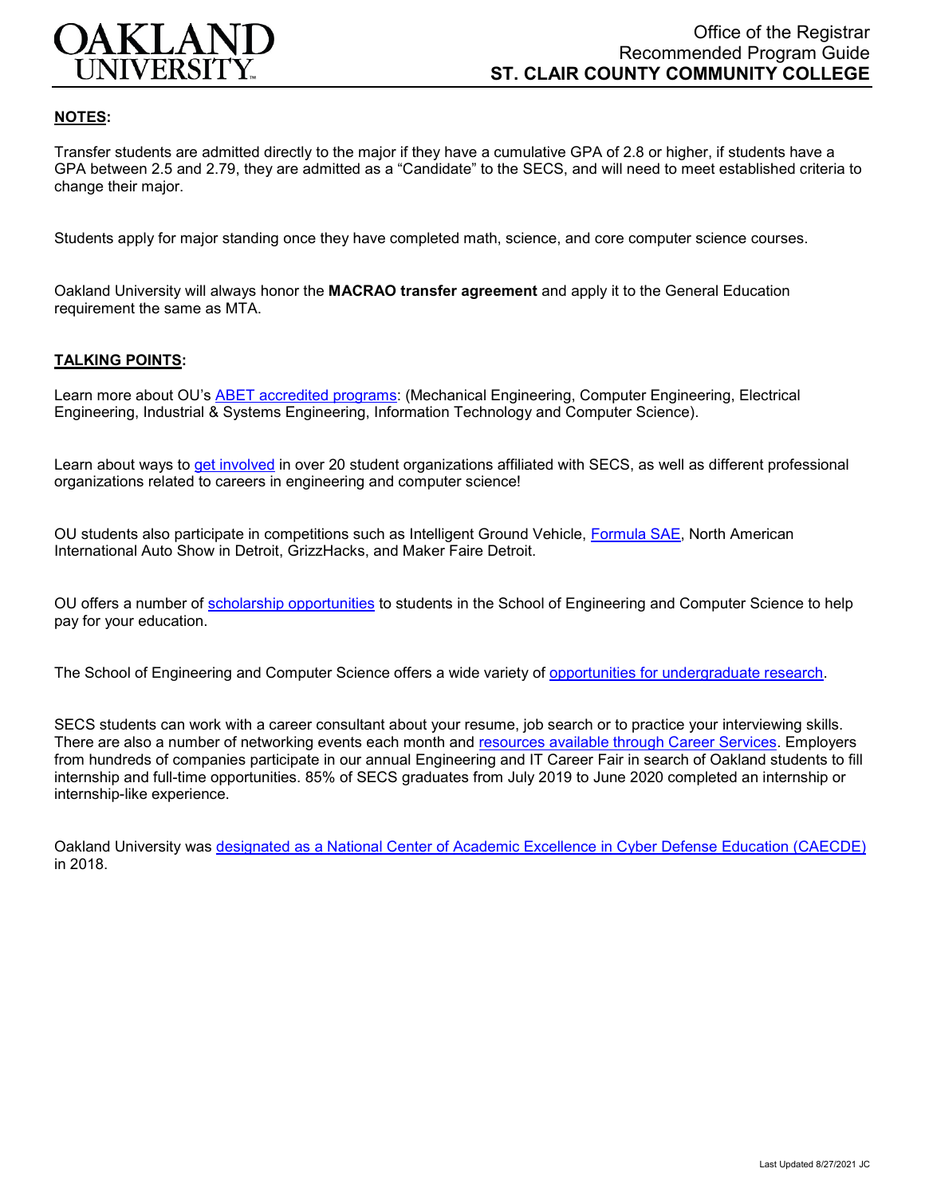**NOTES:**

Transfer students are admitted directly to the major if they have a cumulative GPA of 2.8 or higher, if students have a GPA between 2.5 and 2.79, they are admitted as a “Candidate” to the SECS, and will need to meet established criteria to change their major.

Students apply for major standing once they have completed math, science, and core computer science courses.

Oakland University will always honor the **MACRAO transfer agreement** and apply it to the General Education requirement the same as MTA.

**TALKING POINTS:**

Learn more about OU’s ABET accredited programs: (Mechanical Engineering, Computer Engineering, Electrical Engineering, Industrial & Systems Engineering, Information Technology and Computer Science).

Learn about ways to get involved in over 20 student organizations affiliated with SECS, as well as different professional organizations related to careers in engineering and computer science!

OU students also participate in competitions such as Intelligent Ground Vehicle, Formula SAE, North American International Auto Show in Detroit, GrizzHacks, and Maker Faire Detroit.

OU offers a number of scholarship opportunities to students in the School of Engineering and Computer Science to help pay for your education.

The School of Engineering and Computer Science offers a wide variety of opportunities for undergraduate research.

SECS students can work with a career consultant about your resume, job search or to practice your interviewing skills. There are also a number of networking events each month and resources available through Career Services. Employers from hundreds of companies participate in our annual Engineering and IT Career Fair in search of Oakland students to fill internship and full-time opportunities. 85% of SECS graduates from July 2019 to June 2020 completed an internship or internship-like experience.

Oakland University was designated as a National Center of Academic Excellence in Cyber Defense Education (CAECDE) in 2018.